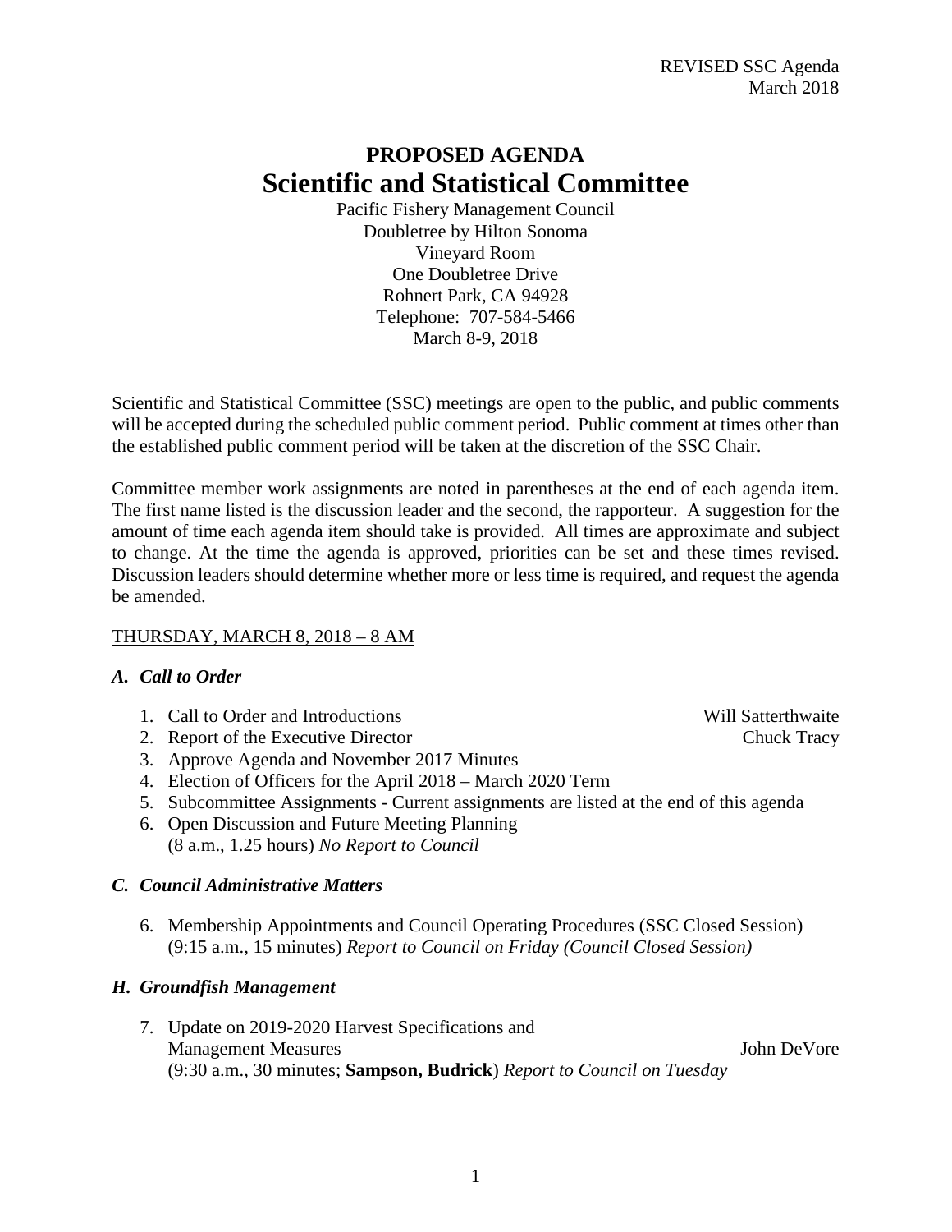REVISED SSC Agenda
March 2018

# PROPOSED AGENDA
# Scientific and Statistical Committee

Pacific Fishery Management Council
Doubletree by Hilton Sonoma
Vineyard Room
One Doubletree Drive
Rohnert Park, CA 94928
Telephone: 707-584-5466
March 8-9, 2018

Scientific and Statistical Committee (SSC) meetings are open to the public, and public comments will be accepted during the scheduled public comment period. Public comment at times other than the established public comment period will be taken at the discretion of the SSC Chair.

Committee member work assignments are noted in parentheses at the end of each agenda item. The first name listed is the discussion leader and the second, the rapporteur. A suggestion for the amount of time each agenda item should take is provided. All times are approximate and subject to change. At the time the agenda is approved, priorities can be set and these times revised. Discussion leaders should determine whether more or less time is required, and request the agenda be amended.

THURSDAY, MARCH 8, 2018 – 8 AM

### *A. Call to Order*

1. Call to Order and Introductions — Will Satterthwaite
2. Report of the Executive Director — Chuck Tracy
3. Approve Agenda and November 2017 Minutes
4. Election of Officers for the April 2018 – March 2020 Term
5. Subcommittee Assignments - Current assignments are listed at the end of this agenda
6. Open Discussion and Future Meeting Planning
   (8 a.m., 1.25 hours) *No Report to Council*

### *C. Council Administrative Matters*

6. Membership Appointments and Council Operating Procedures (SSC Closed Session)
   (9:15 a.m., 15 minutes) *Report to Council on Friday (Council Closed Session)*

### *H. Groundfish Management*

7. Update on 2019-2020 Harvest Specifications and Management Measures — John DeVore
   (9:30 a.m., 30 minutes; **Sampson, Budrick**) *Report to Council on Tuesday*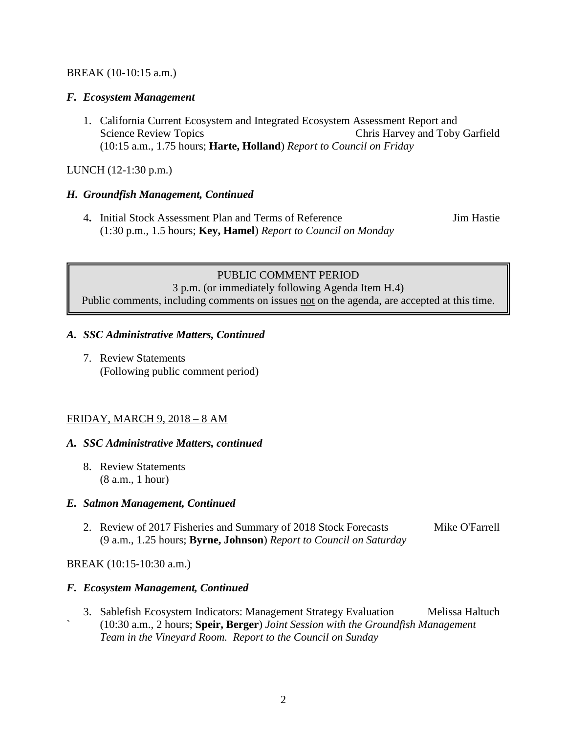BREAK (10-10:15 a.m.)

### *F. Ecosystem Management*

1. California Current Ecosystem and Integrated Ecosystem Assessment Report and Science Review Topics — Chris Harvey and Toby Garfield
   (10:15 a.m., 1.75 hours; **Harte, Holland**) *Report to Council on Friday*

LUNCH (12-1:30 p.m.)

### *H. Groundfish Management, Continued*

4. Initial Stock Assessment Plan and Terms of Reference — Jim Hastie
   (1:30 p.m., 1.5 hours; **Key, Hamel**) *Report to Council on Monday*

> PUBLIC COMMENT PERIOD
> 3 p.m. (or immediately following Agenda Item H.4)
> Public comments, including comments on issues not on the agenda, are accepted at this time.

### *A. SSC Administrative Matters, Continued*

7. Review Statements
   (Following public comment period)

## FRIDAY, MARCH 9, 2018 – 8 AM

### *A. SSC Administrative Matters, continued*

8. Review Statements
   (8 a.m., 1 hour)

### *E. Salmon Management, Continued*

2. Review of 2017 Fisheries and Summary of 2018 Stock Forecasts — Mike O'Farrell
   (9 a.m., 1.25 hours; **Byrne, Johnson**) *Report to Council on Saturday*

BREAK (10:15-10:30 a.m.)

### *F. Ecosystem Management, Continued*

3. Sablefish Ecosystem Indicators: Management Strategy Evaluation — Melissa Haltuch
   (10:30 a.m., 2 hours; **Speir, Berger**) *Joint Session with the Groundfish Management Team in the Vineyard Room. Report to the Council on Sunday*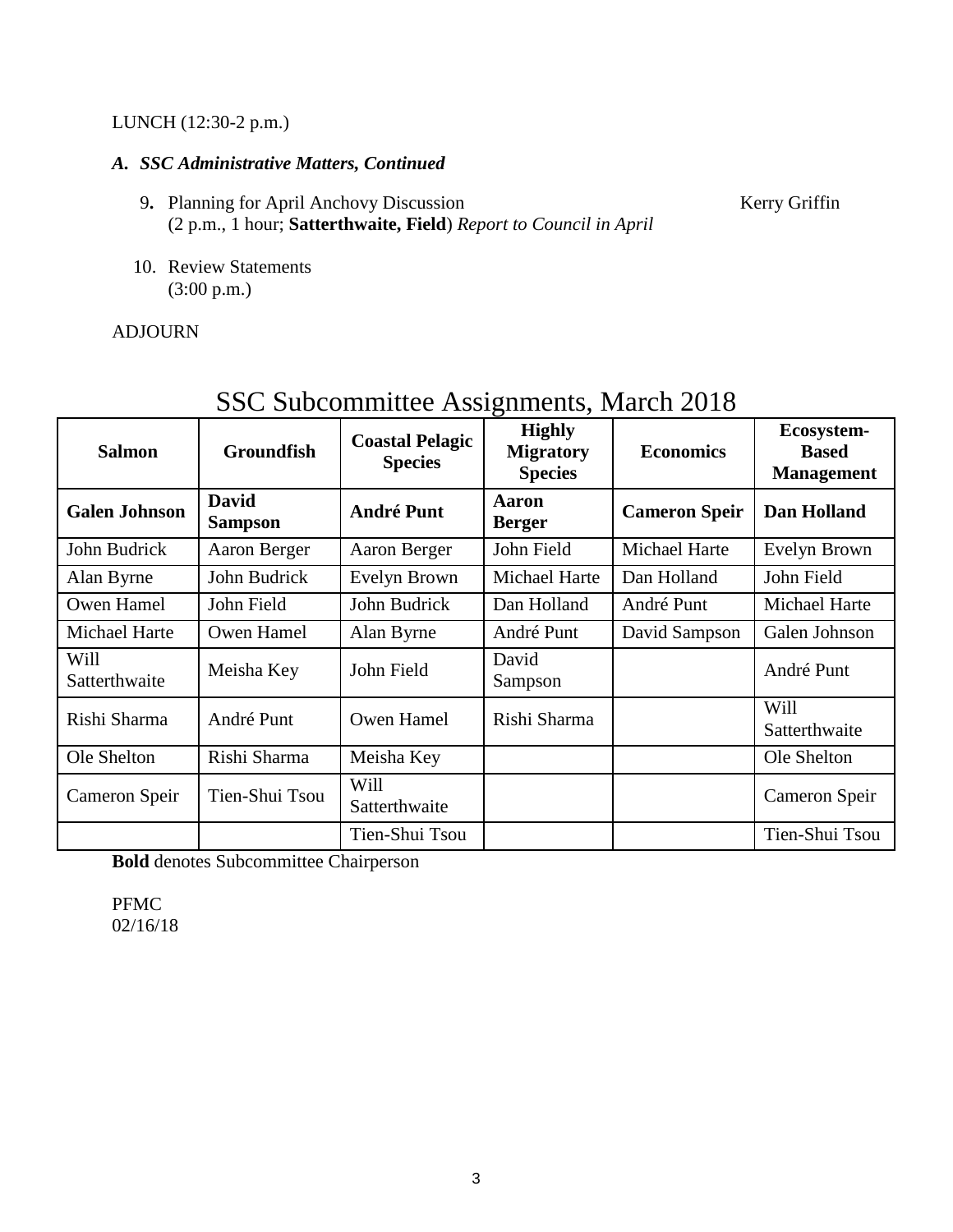LUNCH (12:30-2 p.m.)

### *A. SSC Administrative Matters, Continued*

9. Planning for April Anchovy Discussion — Kerry Griffin
   (2 p.m., 1 hour; **Satterthwaite, Field**) *Report to Council in April*

10. Review Statements
    (3:00 p.m.)

ADJOURN

## SSC Subcommittee Assignments, March 2018

| Salmon | Groundfish | Coastal Pelagic Species | Highly Migratory Species | Economics | Ecosystem-Based Management |
|---|---|---|---|---|---|
| **Galen Johnson** | **David Sampson** | **André Punt** | **Aaron Berger** | **Cameron Speir** | **Dan Holland** |
| John Budrick | Aaron Berger | Aaron Berger | John Field | Michael Harte | Evelyn Brown |
| Alan Byrne | John Budrick | Evelyn Brown | Michael Harte | Dan Holland | John Field |
| Owen Hamel | John Field | John Budrick | Dan Holland | André Punt | Michael Harte |
| Michael Harte | Owen Hamel | Alan Byrne | André Punt | David Sampson | Galen Johnson |
| Will Satterthwaite | Meisha Key | John Field | David Sampson | | André Punt |
| Rishi Sharma | André Punt | Owen Hamel | Rishi Sharma | | Will Satterthwaite |
| Ole Shelton | Rishi Sharma | Meisha Key | | | Ole Shelton |
| Cameron Speir | Tien-Shui Tsou | Will Satterthwaite | | | Cameron Speir |
| | | Tien-Shui Tsou | | | Tien-Shui Tsou |

**Bold** denotes Subcommittee Chairperson

PFMC
02/16/18